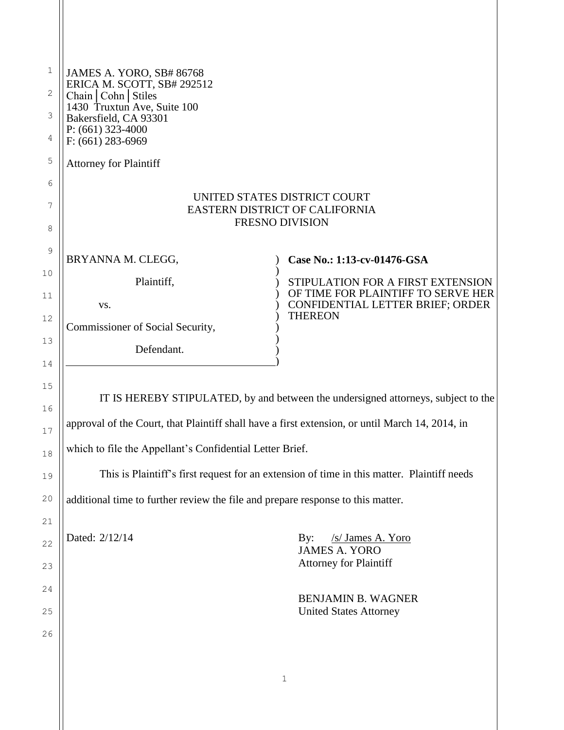JAMES A. YORO, SB# 86768
ERICA M. SCOTT, SB# 292512
Chain | Cohn | Stiles
1430 Truxtun Ave, Suite 100
Bakersfield, CA 93301
P: (661) 323-4000
F: (661) 283-6969

Attorney for Plaintiff

UNITED STATES DISTRICT COURT
EASTERN DISTRICT OF CALIFORNIA
FRESNO DIVISION

| | |
|---|---|
| BRYANNA M. CLEGG,<br><br>Plaintiff,<br><br>vs.<br><br>Commissioner of Social Security,<br><br>Defendant. | **Case No.: 1:13-cv-01476-GSA**<br><br>STIPULATION FOR A FIRST EXTENSION OF TIME FOR PLAINTIFF TO SERVE HER CONFIDENTIAL LETTER BRIEF; ORDER THEREON |

IT IS HEREBY STIPULATED, by and between the undersigned attorneys, subject to the approval of the Court, that Plaintiff shall have a first extension, or until March 14, 2014, in which to file the Appellant's Confidential Letter Brief.

This is Plaintiff's first request for an extension of time in this matter. Plaintiff needs additional time to further review the file and prepare response to this matter.

Dated: 2/12/14

By: /s/ James A. Yoro
JAMES A. YORO
Attorney for Plaintiff

BENJAMIN B. WAGNER
United States Attorney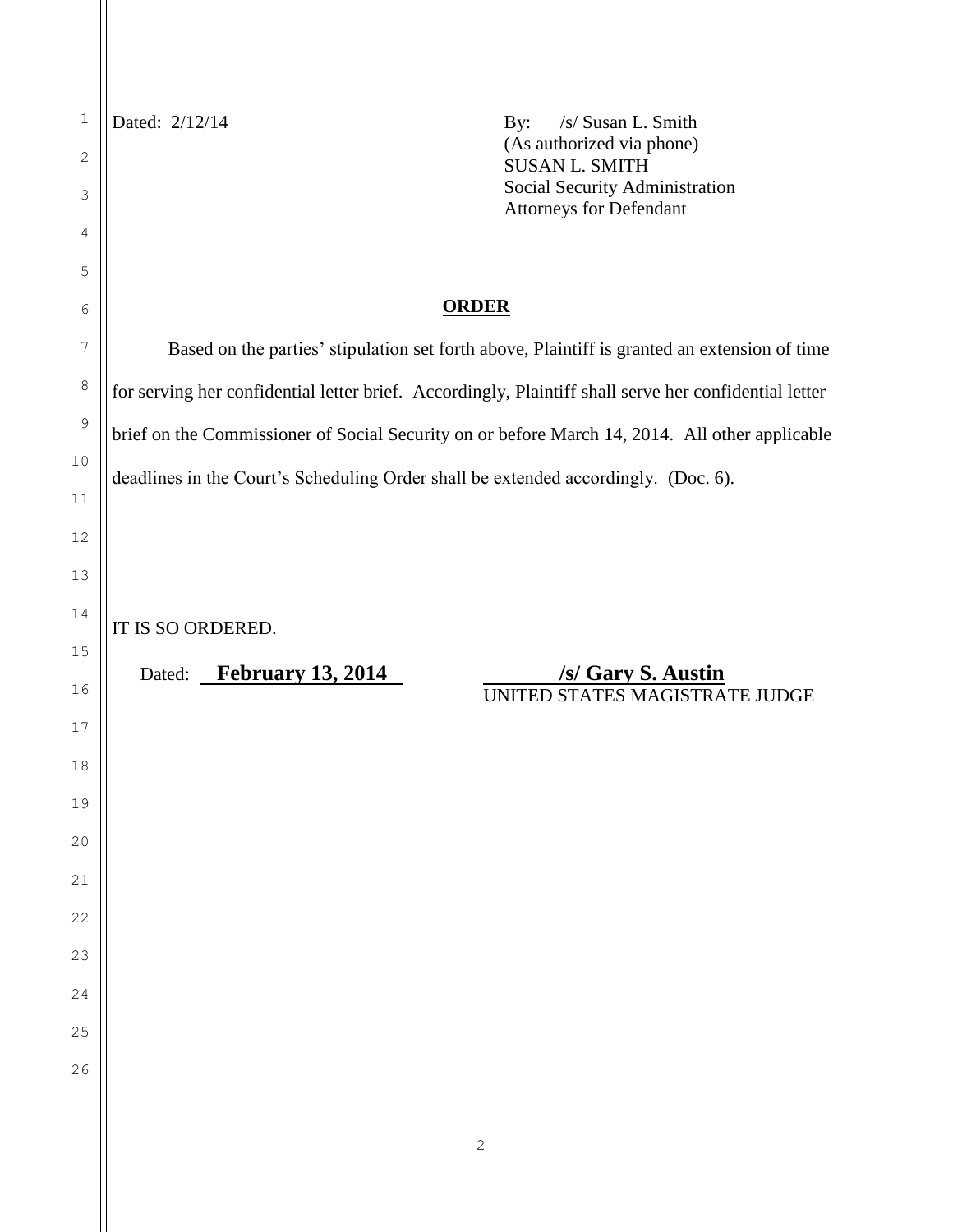Dated: 2/12/14

By: /s/ Susan L. Smith
(As authorized via phone)
SUSAN L. SMITH
Social Security Administration
Attorneys for Defendant

**ORDER**

Based on the parties' stipulation set forth above, Plaintiff is granted an extension of time for serving her confidential letter brief. Accordingly, Plaintiff shall serve her confidential letter brief on the Commissioner of Social Security on or before March 14, 2014. All other applicable deadlines in the Court's Scheduling Order shall be extended accordingly. (Doc. 6).

IT IS SO ORDERED.

Dated: **February 13, 2014**

**/s/ Gary S. Austin**
UNITED STATES MAGISTRATE JUDGE